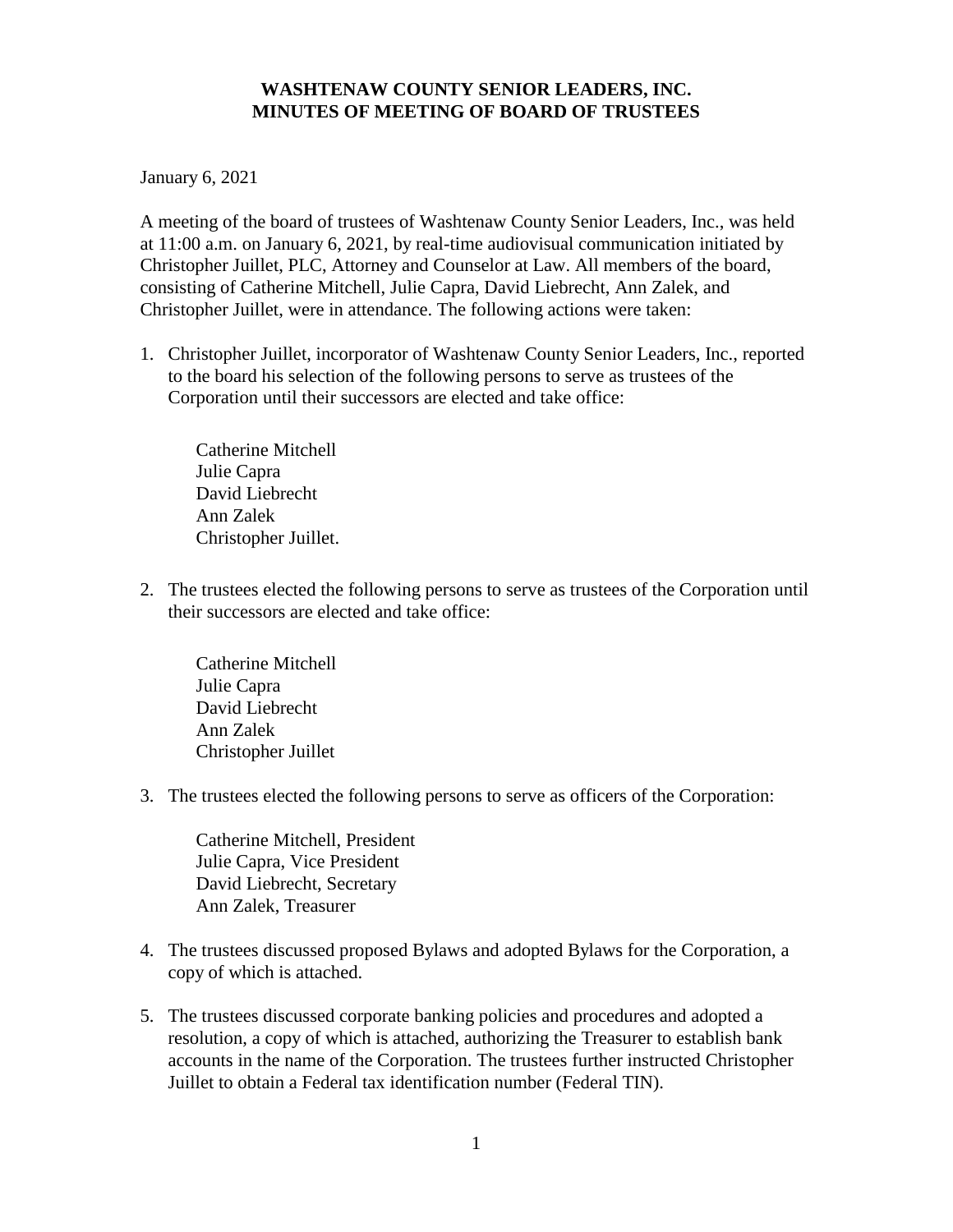# WASHTENAW COUNTY SENIOR LEADERS, INC.
# MINUTES OF MEETING OF BOARD OF TRUSTEES

January 6, 2021

A meeting of the board of trustees of Washtenaw County Senior Leaders, Inc., was held at 11:00 a.m. on January 6, 2021, by real-time audiovisual communication initiated by Christopher Juillet, PLC, Attorney and Counselor at Law. All members of the board, consisting of Catherine Mitchell, Julie Capra, David Liebrecht, Ann Zalek, and Christopher Juillet, were in attendance. The following actions were taken:

1. Christopher Juillet, incorporator of Washtenaw County Senior Leaders, Inc., reported to the board his selection of the following persons to serve as trustees of the Corporation until their successors are elected and take office:

   Catherine Mitchell
   Julie Capra
   David Liebrecht
   Ann Zalek
   Christopher Juillet.

2. The trustees elected the following persons to serve as trustees of the Corporation until their successors are elected and take office:

   Catherine Mitchell
   Julie Capra
   David Liebrecht
   Ann Zalek
   Christopher Juillet

3. The trustees elected the following persons to serve as officers of the Corporation:

   Catherine Mitchell, President
   Julie Capra, Vice President
   David Liebrecht, Secretary
   Ann Zalek, Treasurer

4. The trustees discussed proposed Bylaws and adopted Bylaws for the Corporation, a copy of which is attached.

5. The trustees discussed corporate banking policies and procedures and adopted a resolution, a copy of which is attached, authorizing the Treasurer to establish bank accounts in the name of the Corporation. The trustees further instructed Christopher Juillet to obtain a Federal tax identification number (Federal TIN).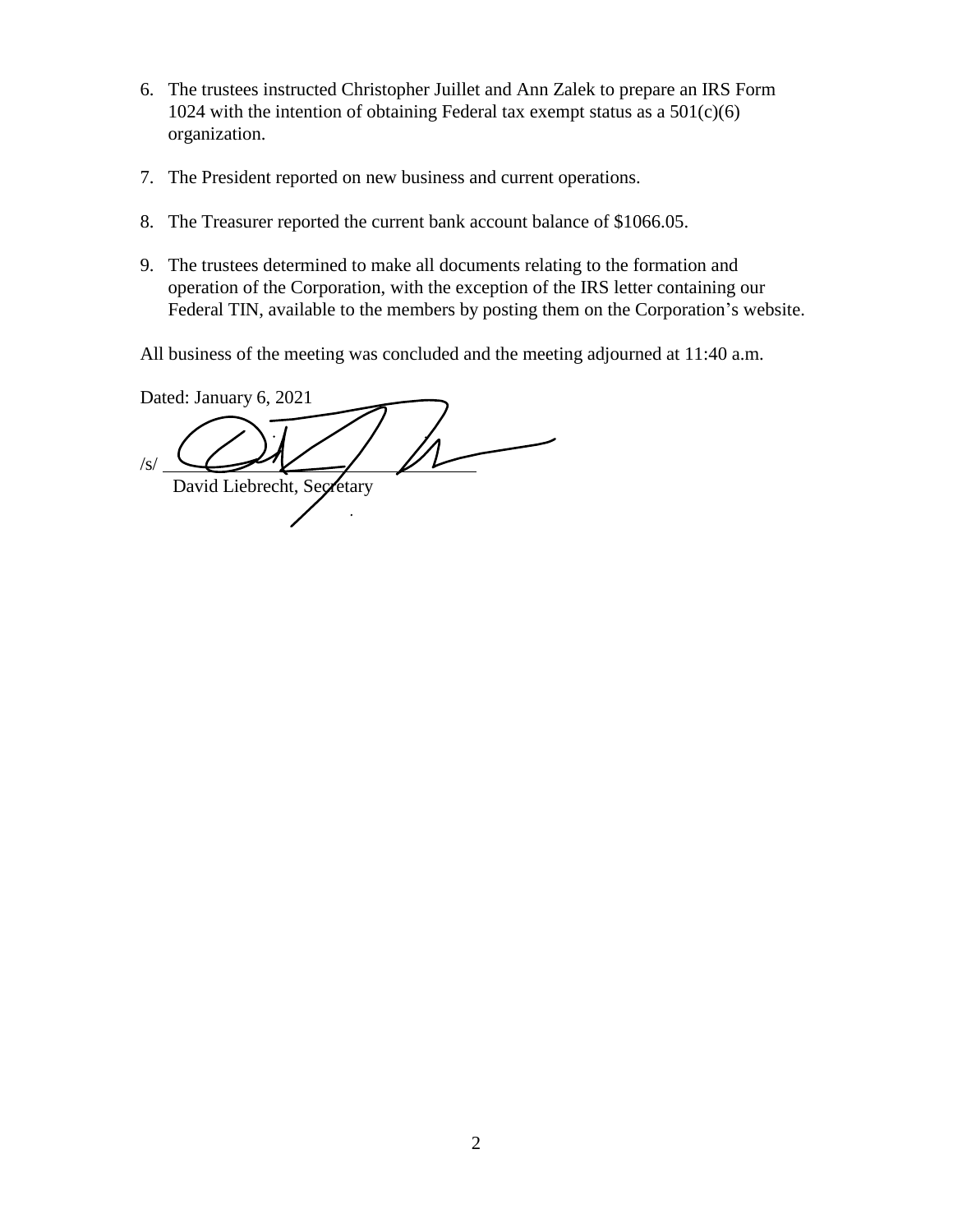6. The trustees instructed Christopher Juillet and Ann Zalek to prepare an IRS Form 1024 with the intention of obtaining Federal tax exempt status as a 501(c)(6) organization.

7. The President reported on new business and current operations.

8. The Treasurer reported the current bank account balance of $1066.05.

9. The trustees determined to make all documents relating to the formation and operation of the Corporation, with the exception of the IRS letter containing our Federal TIN, available to the members by posting them on the Corporation's website.

All business of the meeting was concluded and the meeting adjourned at 11:40 a.m.

Dated: January 6, 2021

/s/ \_\_\_\_\_\_\_\_\_\_\_\_\_\_\_\_\_\_\_\_\_\_\_\_\_\_\_\_\_\_

David Liebrecht, Secretary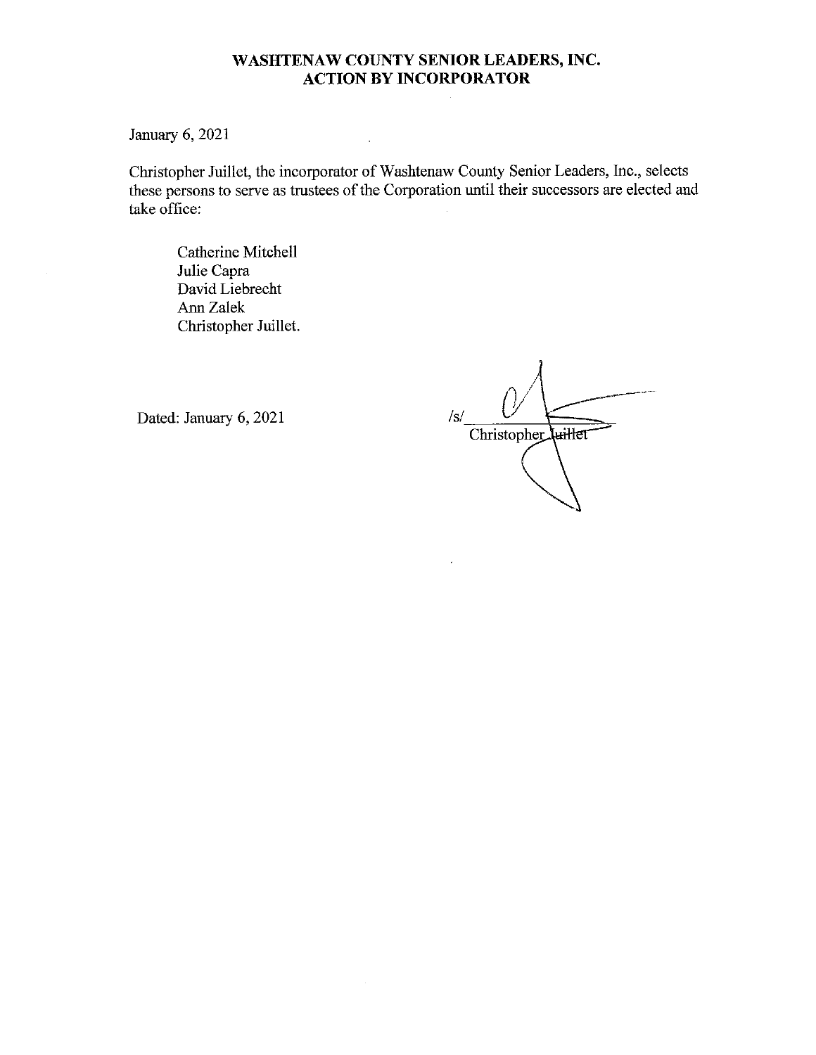**WASHTENAW COUNTY SENIOR LEADERS, INC.**
**ACTION BY INCORPORATOR**

January 6, 2021

Christopher Juillet, the incorporator of Washtenaw County Senior Leaders, Inc., selects these persons to serve as trustees of the Corporation until their successors are elected and take office:

Catherine Mitchell
Julie Capra
David Liebrecht
Ann Zalek
Christopher Juillet.

Dated: January 6, 2021

/s/ ____________________
Christopher Juillet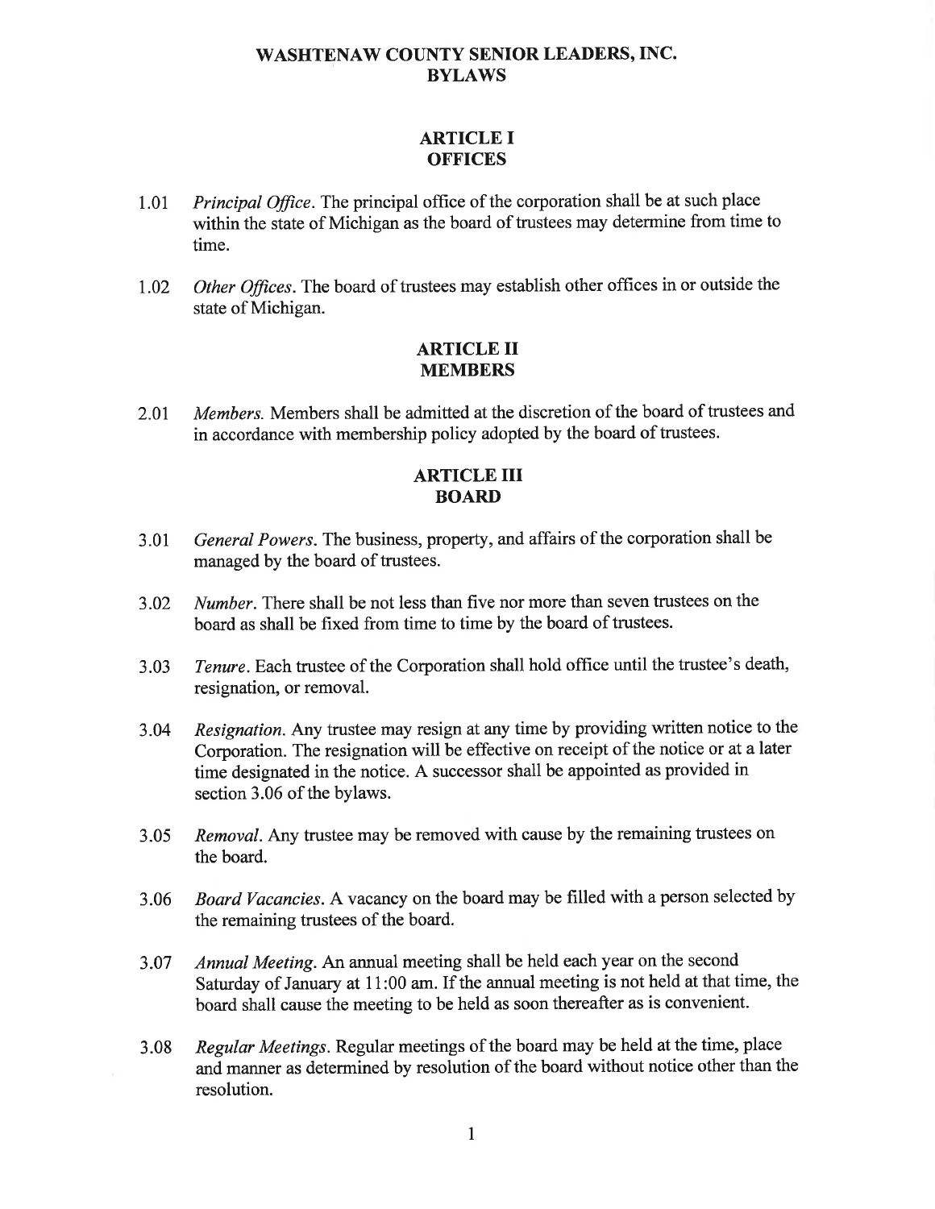# WASHTENAW COUNTY SENIOR LEADERS, INC.
# BYLAWS

## ARTICLE I
## OFFICES

1.01 *Principal Office*. The principal office of the corporation shall be at such place within the state of Michigan as the board of trustees may determine from time to time.

1.02 *Other Offices*. The board of trustees may establish other offices in or outside the state of Michigan.

## ARTICLE II
## MEMBERS

2.01 *Members*. Members shall be admitted at the discretion of the board of trustees and in accordance with membership policy adopted by the board of trustees.

## ARTICLE III
## BOARD

3.01 *General Powers*. The business, property, and affairs of the corporation shall be managed by the board of trustees.

3.02 *Number*. There shall be not less than five nor more than seven trustees on the board as shall be fixed from time to time by the board of trustees.

3.03 *Tenure*. Each trustee of the Corporation shall hold office until the trustee's death, resignation, or removal.

3.04 *Resignation*. Any trustee may resign at any time by providing written notice to the Corporation. The resignation will be effective on receipt of the notice or at a later time designated in the notice. A successor shall be appointed as provided in section 3.06 of the bylaws.

3.05 *Removal*. Any trustee may be removed with cause by the remaining trustees on the board.

3.06 *Board Vacancies*. A vacancy on the board may be filled with a person selected by the remaining trustees of the board.

3.07 *Annual Meeting*. An annual meeting shall be held each year on the second Saturday of January at 11:00 am. If the annual meeting is not held at that time, the board shall cause the meeting to be held as soon thereafter as is convenient.

3.08 *Regular Meetings*. Regular meetings of the board may be held at the time, place and manner as determined by resolution of the board without notice other than the resolution.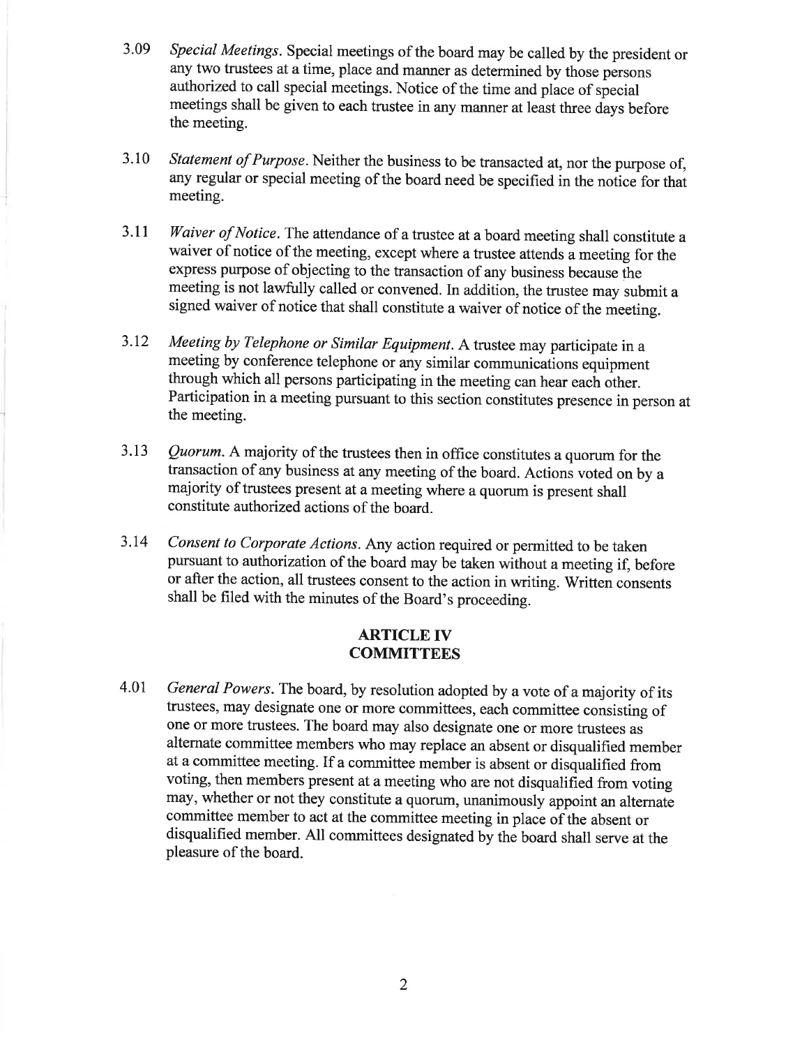3.09 *Special Meetings*. Special meetings of the board may be called by the president or any two trustees at a time, place and manner as determined by those persons authorized to call special meetings. Notice of the time and place of special meetings shall be given to each trustee in any manner at least three days before the meeting.

3.10 *Statement of Purpose*. Neither the business to be transacted at, nor the purpose of, any regular or special meeting of the board need be specified in the notice for that meeting.

3.11 *Waiver of Notice*. The attendance of a trustee at a board meeting shall constitute a waiver of notice of the meeting, except where a trustee attends a meeting for the express purpose of objecting to the transaction of any business because the meeting is not lawfully called or convened. In addition, the trustee may submit a signed waiver of notice that shall constitute a waiver of notice of the meeting.

3.12 *Meeting by Telephone or Similar Equipment*. A trustee may participate in a meeting by conference telephone or any similar communications equipment through which all persons participating in the meeting can hear each other. Participation in a meeting pursuant to this section constitutes presence in person at the meeting.

3.13 *Quorum*. A majority of the trustees then in office constitutes a quorum for the transaction of any business at any meeting of the board. Actions voted on by a majority of trustees present at a meeting where a quorum is present shall constitute authorized actions of the board.

3.14 *Consent to Corporate Actions*. Any action required or permitted to be taken pursuant to authorization of the board may be taken without a meeting if, before or after the action, all trustees consent to the action in writing. Written consents shall be filed with the minutes of the Board's proceeding.

## ARTICLE IV
## COMMITTEES

4.01 *General Powers*. The board, by resolution adopted by a vote of a majority of its trustees, may designate one or more committees, each committee consisting of one or more trustees. The board may also designate one or more trustees as alternate committee members who may replace an absent or disqualified member at a committee meeting. If a committee member is absent or disqualified from voting, then members present at a meeting who are not disqualified from voting may, whether or not they constitute a quorum, unanimously appoint an alternate committee member to act at the committee meeting in place of the absent or disqualified member. All committees designated by the board shall serve at the pleasure of the board.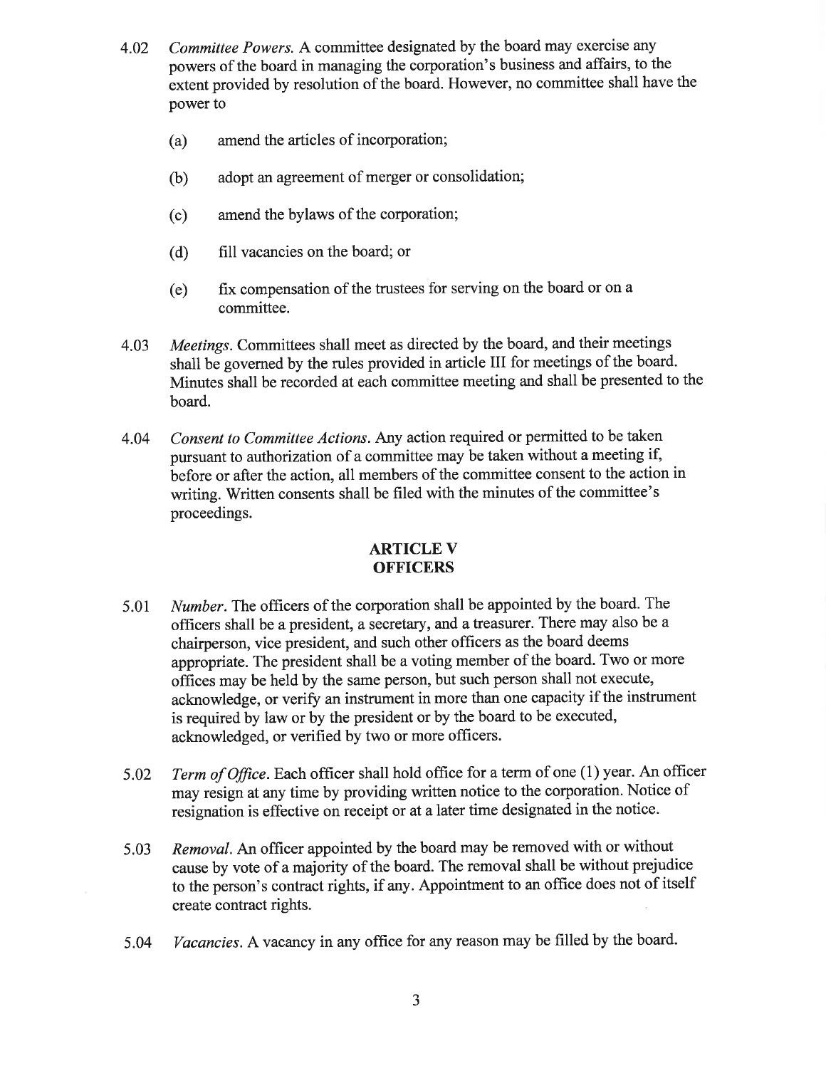4.02 *Committee Powers.* A committee designated by the board may exercise any powers of the board in managing the corporation's business and affairs, to the extent provided by resolution of the board. However, no committee shall have the power to

(a) amend the articles of incorporation;

(b) adopt an agreement of merger or consolidation;

(c) amend the bylaws of the corporation;

(d) fill vacancies on the board; or

(e) fix compensation of the trustees for serving on the board or on a committee.

4.03 *Meetings.* Committees shall meet as directed by the board, and their meetings shall be governed by the rules provided in article III for meetings of the board. Minutes shall be recorded at each committee meeting and shall be presented to the board.

4.04 *Consent to Committee Actions.* Any action required or permitted to be taken pursuant to authorization of a committee may be taken without a meeting if, before or after the action, all members of the committee consent to the action in writing. Written consents shall be filed with the minutes of the committee's proceedings.

## ARTICLE V
## OFFICERS

5.01 *Number.* The officers of the corporation shall be appointed by the board. The officers shall be a president, a secretary, and a treasurer. There may also be a chairperson, vice president, and such other officers as the board deems appropriate. The president shall be a voting member of the board. Two or more offices may be held by the same person, but such person shall not execute, acknowledge, or verify an instrument in more than one capacity if the instrument is required by law or by the president or by the board to be executed, acknowledged, or verified by two or more officers.

5.02 *Term of Office.* Each officer shall hold office for a term of one (1) year. An officer may resign at any time by providing written notice to the corporation. Notice of resignation is effective on receipt or at a later time designated in the notice.

5.03 *Removal.* An officer appointed by the board may be removed with or without cause by vote of a majority of the board. The removal shall be without prejudice to the person's contract rights, if any. Appointment to an office does not of itself create contract rights.

5.04 *Vacancies.* A vacancy in any office for any reason may be filled by the board.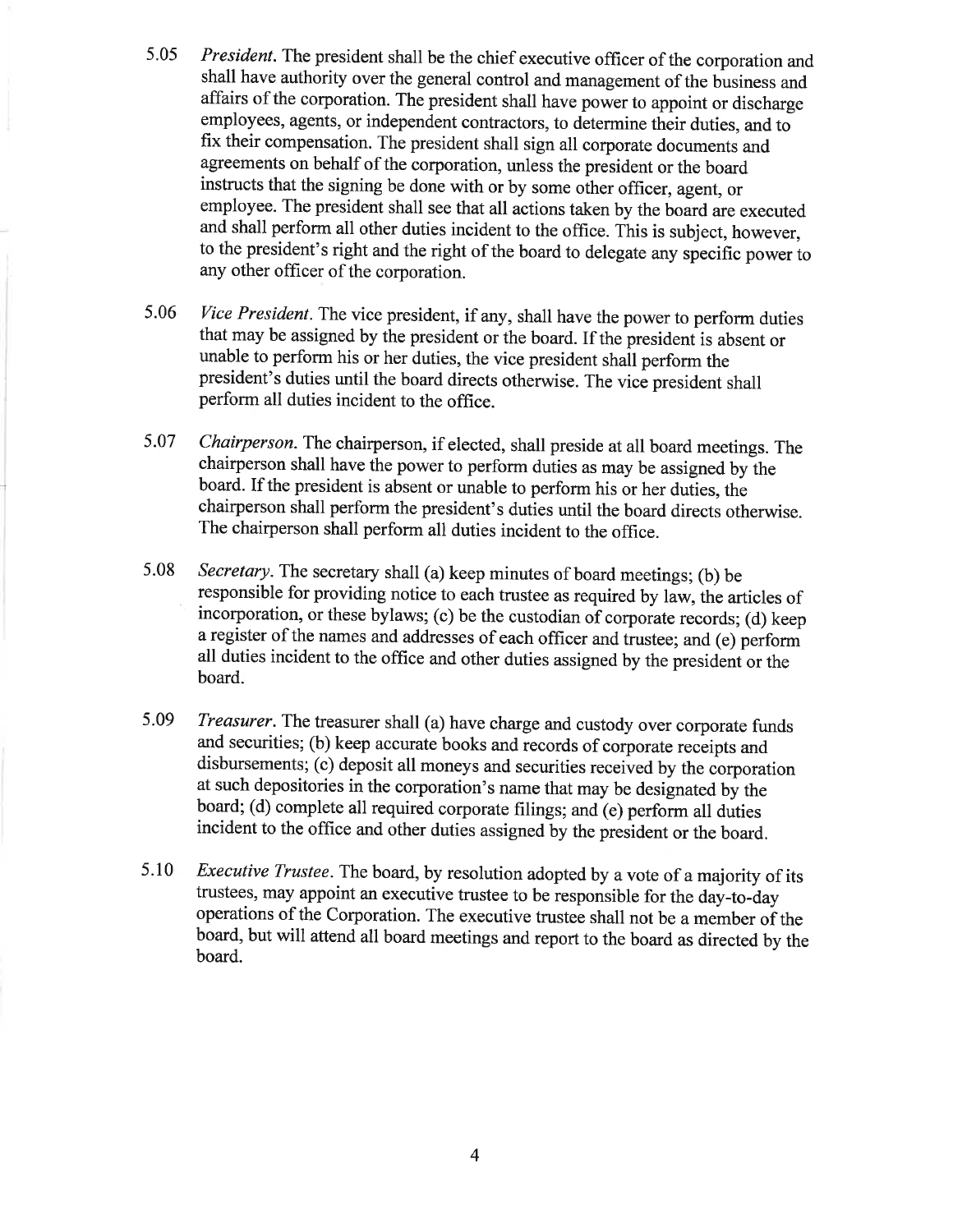5.05 *President.* The president shall be the chief executive officer of the corporation and shall have authority over the general control and management of the business and affairs of the corporation. The president shall have power to appoint or discharge employees, agents, or independent contractors, to determine their duties, and to fix their compensation. The president shall sign all corporate documents and agreements on behalf of the corporation, unless the president or the board instructs that the signing be done with or by some other officer, agent, or employee. The president shall see that all actions taken by the board are executed and shall perform all other duties incident to the office. This is subject, however, to the president's right and the right of the board to delegate any specific power to any other officer of the corporation.

5.06 *Vice President.* The vice president, if any, shall have the power to perform duties that may be assigned by the president or the board. If the president is absent or unable to perform his or her duties, the vice president shall perform the president's duties until the board directs otherwise. The vice president shall perform all duties incident to the office.

5.07 *Chairperson.* The chairperson, if elected, shall preside at all board meetings. The chairperson shall have the power to perform duties as may be assigned by the board. If the president is absent or unable to perform his or her duties, the chairperson shall perform the president's duties until the board directs otherwise. The chairperson shall perform all duties incident to the office.

5.08 *Secretary.* The secretary shall (a) keep minutes of board meetings; (b) be responsible for providing notice to each trustee as required by law, the articles of incorporation, or these bylaws; (c) be the custodian of corporate records; (d) keep a register of the names and addresses of each officer and trustee; and (e) perform all duties incident to the office and other duties assigned by the president or the board.

5.09 *Treasurer.* The treasurer shall (a) have charge and custody over corporate funds and securities; (b) keep accurate books and records of corporate receipts and disbursements; (c) deposit all moneys and securities received by the corporation at such depositories in the corporation's name that may be designated by the board; (d) complete all required corporate filings; and (e) perform all duties incident to the office and other duties assigned by the president or the board.

5.10 *Executive Trustee.* The board, by resolution adopted by a vote of a majority of its trustees, may appoint an executive trustee to be responsible for the day-to-day operations of the Corporation. The executive trustee shall not be a member of the board, but will attend all board meetings and report to the board as directed by the board.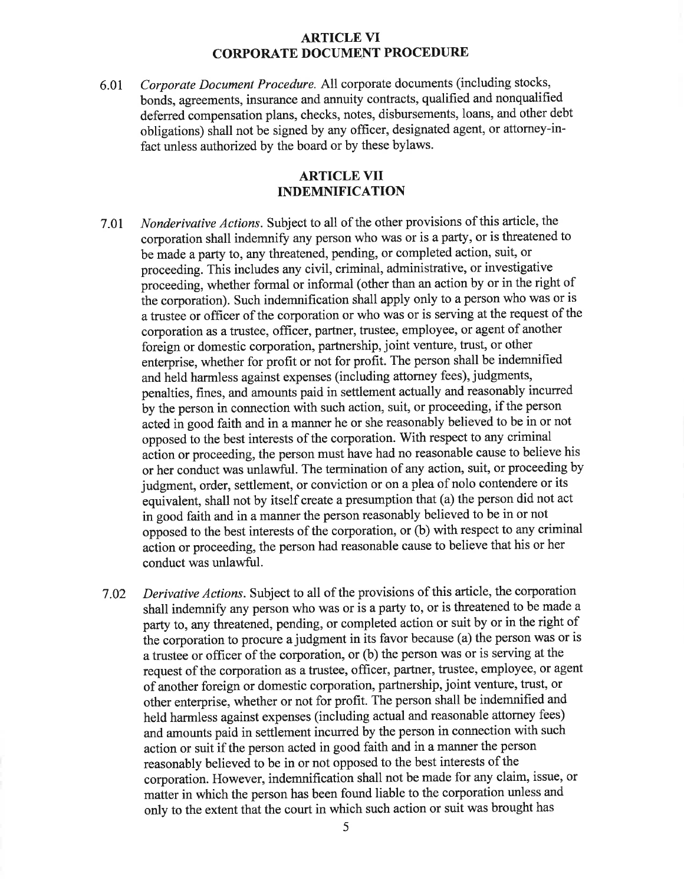## ARTICLE VI
## CORPORATE DOCUMENT PROCEDURE

6.01 *Corporate Document Procedure.* All corporate documents (including stocks, bonds, agreements, insurance and annuity contracts, qualified and nonqualified deferred compensation plans, checks, notes, disbursements, loans, and other debt obligations) shall not be signed by any officer, designated agent, or attorney-in-fact unless authorized by the board or by these bylaws.

## ARTICLE VII
## INDEMNIFICATION

7.01 *Nonderivative Actions.* Subject to all of the other provisions of this article, the corporation shall indemnify any person who was or is a party, or is threatened to be made a party to, any threatened, pending, or completed action, suit, or proceeding. This includes any civil, criminal, administrative, or investigative proceeding, whether formal or informal (other than an action by or in the right of the corporation). Such indemnification shall apply only to a person who was or is a trustee or officer of the corporation or who was or is serving at the request of the corporation as a trustee, officer, partner, trustee, employee, or agent of another foreign or domestic corporation, partnership, joint venture, trust, or other enterprise, whether for profit or not for profit. The person shall be indemnified and held harmless against expenses (including attorney fees), judgments, penalties, fines, and amounts paid in settlement actually and reasonably incurred by the person in connection with such action, suit, or proceeding, if the person acted in good faith and in a manner he or she reasonably believed to be in or not opposed to the best interests of the corporation. With respect to any criminal action or proceeding, the person must have had no reasonable cause to believe his or her conduct was unlawful. The termination of any action, suit, or proceeding by judgment, order, settlement, or conviction or on a plea of nolo contendere or its equivalent, shall not by itself create a presumption that (a) the person did not act in good faith and in a manner the person reasonably believed to be in or not opposed to the best interests of the corporation, or (b) with respect to any criminal action or proceeding, the person had reasonable cause to believe that his or her conduct was unlawful.

7.02 *Derivative Actions.* Subject to all of the provisions of this article, the corporation shall indemnify any person who was or is a party to, or is threatened to be made a party to, any threatened, pending, or completed action or suit by or in the right of the corporation to procure a judgment in its favor because (a) the person was or is a trustee or officer of the corporation, or (b) the person was or is serving at the request of the corporation as a trustee, officer, partner, trustee, employee, or agent of another foreign or domestic corporation, partnership, joint venture, trust, or other enterprise, whether or not for profit. The person shall be indemnified and held harmless against expenses (including actual and reasonable attorney fees) and amounts paid in settlement incurred by the person in connection with such action or suit if the person acted in good faith and in a manner the person reasonably believed to be in or not opposed to the best interests of the corporation. However, indemnification shall not be made for any claim, issue, or matter in which the person has been found liable to the corporation unless and only to the extent that the court in which such action or suit was brought has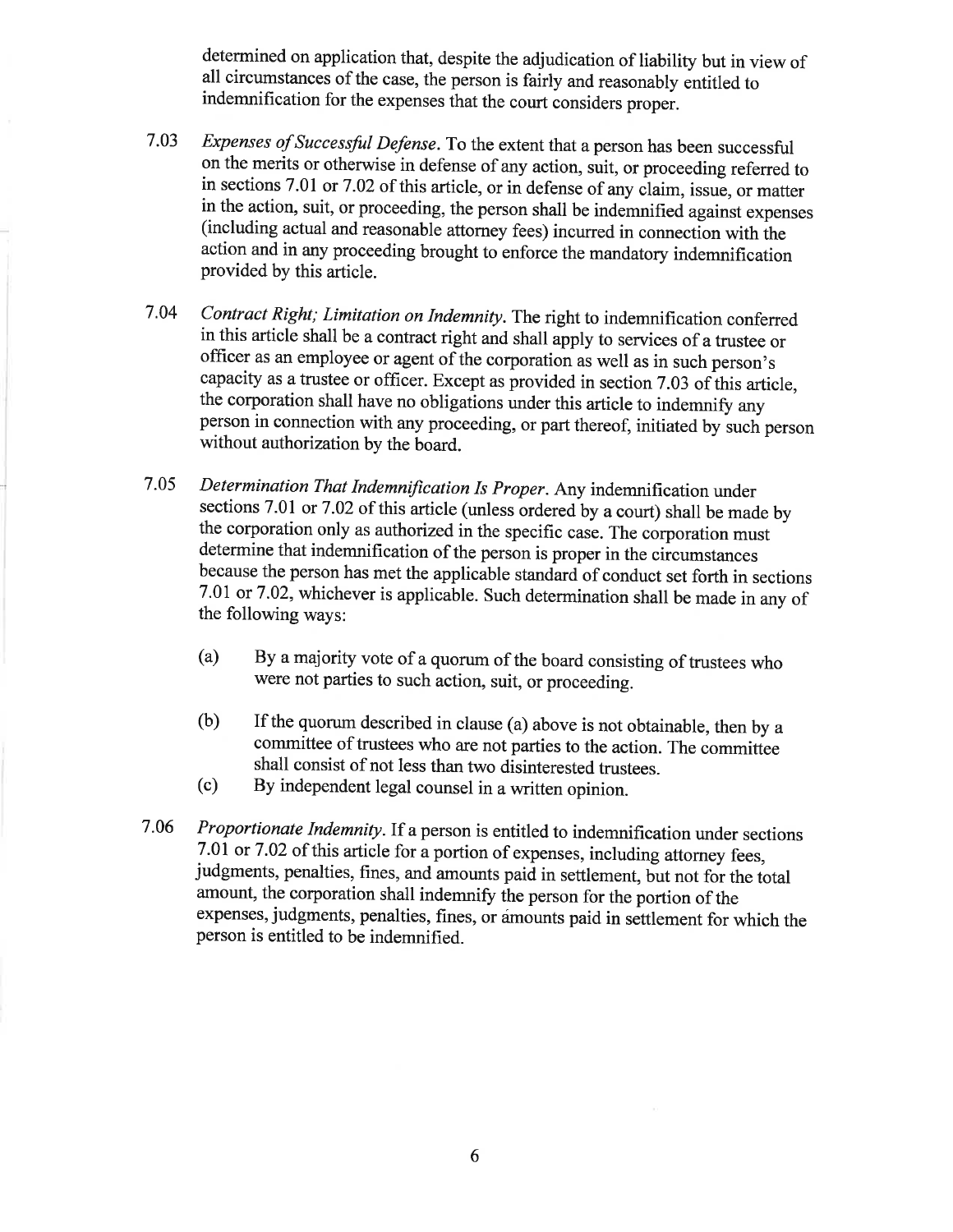determined on application that, despite the adjudication of liability but in view of all circumstances of the case, the person is fairly and reasonably entitled to indemnification for the expenses that the court considers proper.

7.03 *Expenses of Successful Defense*. To the extent that a person has been successful on the merits or otherwise in defense of any action, suit, or proceeding referred to in sections 7.01 or 7.02 of this article, or in defense of any claim, issue, or matter in the action, suit, or proceeding, the person shall be indemnified against expenses (including actual and reasonable attorney fees) incurred in connection with the action and in any proceeding brought to enforce the mandatory indemnification provided by this article.

7.04 *Contract Right; Limitation on Indemnity*. The right to indemnification conferred in this article shall be a contract right and shall apply to services of a trustee or officer as an employee or agent of the corporation as well as in such person's capacity as a trustee or officer. Except as provided in section 7.03 of this article, the corporation shall have no obligations under this article to indemnify any person in connection with any proceeding, or part thereof, initiated by such person without authorization by the board.

7.05 *Determination That Indemnification Is Proper*. Any indemnification under sections 7.01 or 7.02 of this article (unless ordered by a court) shall be made by the corporation only as authorized in the specific case. The corporation must determine that indemnification of the person is proper in the circumstances because the person has met the applicable standard of conduct set forth in sections 7.01 or 7.02, whichever is applicable. Such determination shall be made in any of the following ways:

(a) By a majority vote of a quorum of the board consisting of trustees who were not parties to such action, suit, or proceeding.

(b) If the quorum described in clause (a) above is not obtainable, then by a committee of trustees who are not parties to the action. The committee shall consist of not less than two disinterested trustees.

(c) By independent legal counsel in a written opinion.

7.06 *Proportionate Indemnity*. If a person is entitled to indemnification under sections 7.01 or 7.02 of this article for a portion of expenses, including attorney fees, judgments, penalties, fines, and amounts paid in settlement, but not for the total amount, the corporation shall indemnify the person for the portion of the expenses, judgments, penalties, fines, or amounts paid in settlement for which the person is entitled to be indemnified.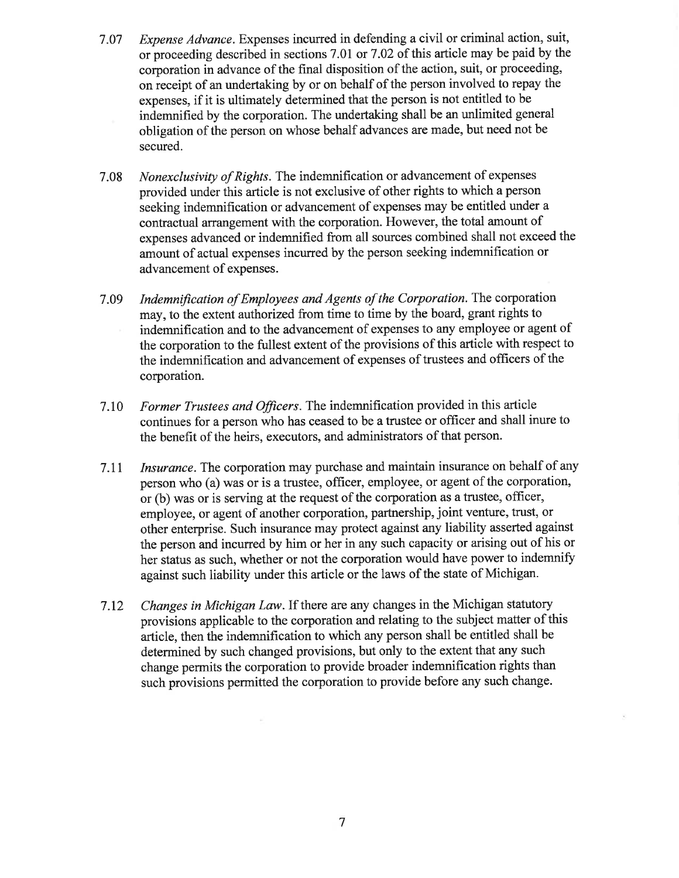7.07 *Expense Advance*. Expenses incurred in defending a civil or criminal action, suit, or proceeding described in sections 7.01 or 7.02 of this article may be paid by the corporation in advance of the final disposition of the action, suit, or proceeding, on receipt of an undertaking by or on behalf of the person involved to repay the expenses, if it is ultimately determined that the person is not entitled to be indemnified by the corporation. The undertaking shall be an unlimited general obligation of the person on whose behalf advances are made, but need not be secured.

7.08 *Nonexclusivity of Rights*. The indemnification or advancement of expenses provided under this article is not exclusive of other rights to which a person seeking indemnification or advancement of expenses may be entitled under a contractual arrangement with the corporation. However, the total amount of expenses advanced or indemnified from all sources combined shall not exceed the amount of actual expenses incurred by the person seeking indemnification or advancement of expenses.

7.09 *Indemnification of Employees and Agents of the Corporation*. The corporation may, to the extent authorized from time to time by the board, grant rights to indemnification and to the advancement of expenses to any employee or agent of the corporation to the fullest extent of the provisions of this article with respect to the indemnification and advancement of expenses of trustees and officers of the corporation.

7.10 *Former Trustees and Officers*. The indemnification provided in this article continues for a person who has ceased to be a trustee or officer and shall inure to the benefit of the heirs, executors, and administrators of that person.

7.11 *Insurance*. The corporation may purchase and maintain insurance on behalf of any person who (a) was or is a trustee, officer, employee, or agent of the corporation, or (b) was or is serving at the request of the corporation as a trustee, officer, employee, or agent of another corporation, partnership, joint venture, trust, or other enterprise. Such insurance may protect against any liability asserted against the person and incurred by him or her in any such capacity or arising out of his or her status as such, whether or not the corporation would have power to indemnify against such liability under this article or the laws of the state of Michigan.

7.12 *Changes in Michigan Law*. If there are any changes in the Michigan statutory provisions applicable to the corporation and relating to the subject matter of this article, then the indemnification to which any person shall be entitled shall be determined by such changed provisions, but only to the extent that any such change permits the corporation to provide broader indemnification rights than such provisions permitted the corporation to provide before any such change.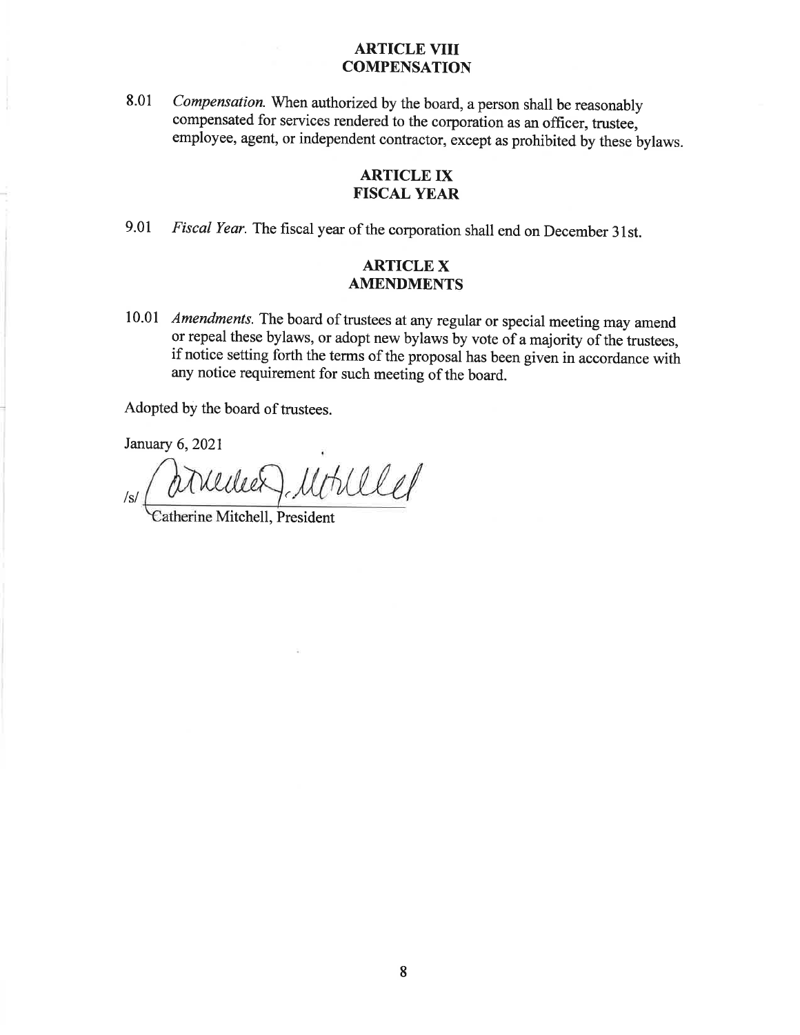## ARTICLE VIII
## COMPENSATION

8.01 *Compensation.* When authorized by the board, a person shall be reasonably compensated for services rendered to the corporation as an officer, trustee, employee, agent, or independent contractor, except as prohibited by these bylaws.

## ARTICLE IX
## FISCAL YEAR

9.01 *Fiscal Year.* The fiscal year of the corporation shall end on December 31st.

## ARTICLE X
## AMENDMENTS

10.01 *Amendments.* The board of trustees at any regular or special meeting may amend or repeal these bylaws, or adopt new bylaws by vote of a majority of the trustees, if notice setting forth the terms of the proposal has been given in accordance with any notice requirement for such meeting of the board.

Adopted by the board of trustees.

January 6, 2021

/s/ Catherine Mitchell

Catherine Mitchell, President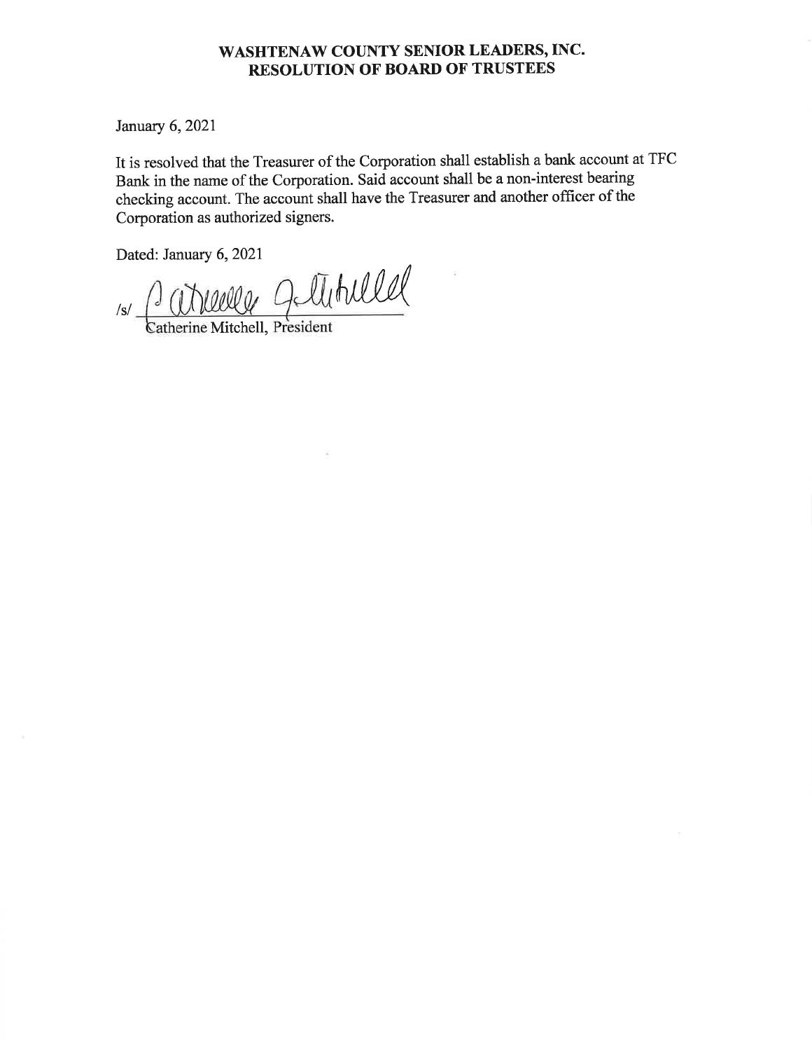# WASHTENAW COUNTY SENIOR LEADERS, INC.
# RESOLUTION OF BOARD OF TRUSTEES

January 6, 2021

It is resolved that the Treasurer of the Corporation shall establish a bank account at TFC Bank in the name of the Corporation. Said account shall be a non-interest bearing checking account. The account shall have the Treasurer and another officer of the Corporation as authorized signers.

Dated: January 6, 2021

/s/ Catherine Mitchell

Catherine Mitchell, President